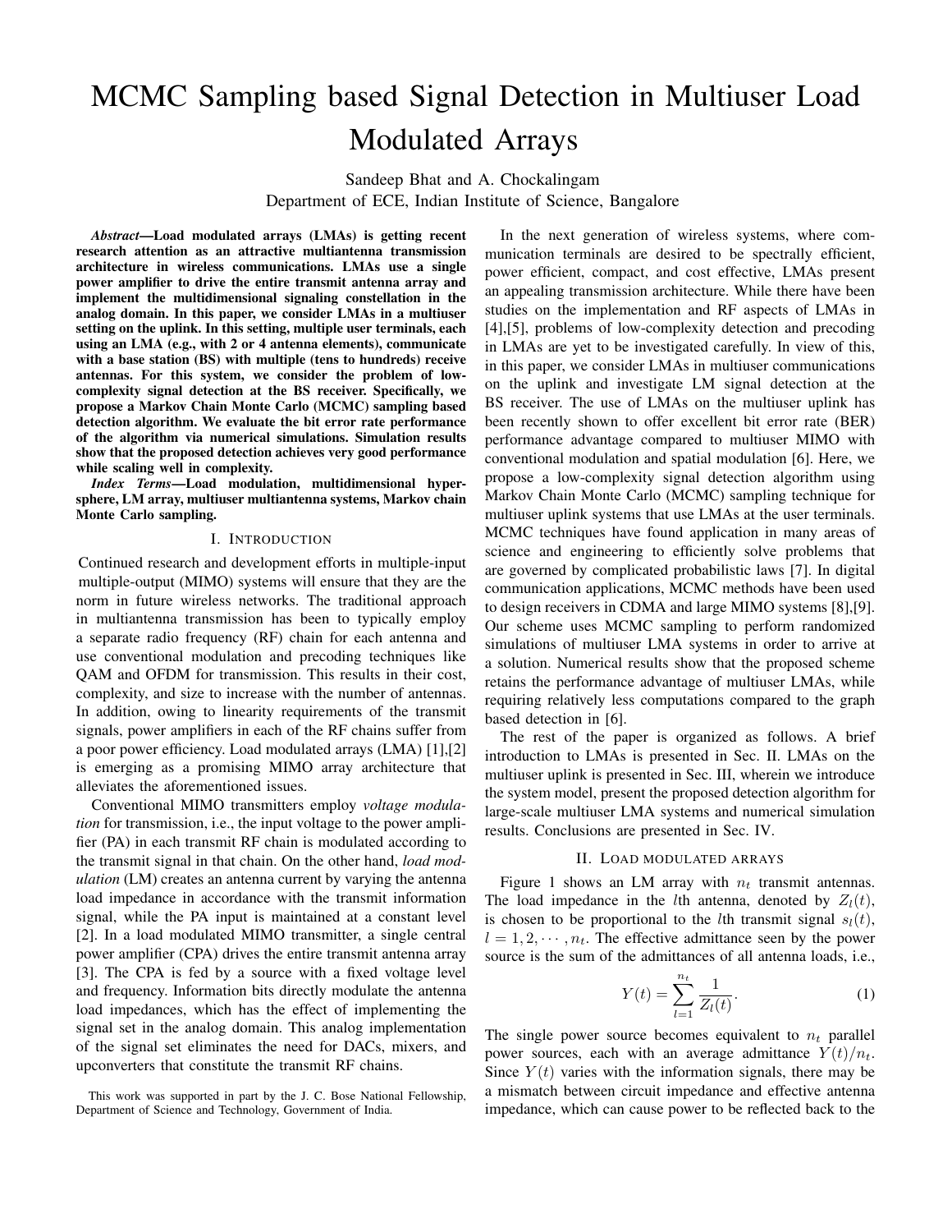# MCMC Sampling based Signal Detection in Multiuser Load Modulated Arrays

Sandeep Bhat and A. Chockalingam
Department of ECE, Indian Institute of Science, Bangalore

***Abstract*—Load modulated arrays (LMAs) is getting recent research attention as an attractive multiantenna transmission architecture in wireless communications. LMAs use a single power amplifier to drive the entire transmit antenna array and implement the multidimensional signaling constellation in the analog domain. In this paper, we consider LMAs in a multiuser setting on the uplink. In this setting, multiple user terminals, each using an LMA (e.g., with 2 or 4 antenna elements), communicate with a base station (BS) with multiple (tens to hundreds) receive antennas. For this system, we consider the problem of low-complexity signal detection at the BS receiver. Specifically, we propose a Markov Chain Monte Carlo (MCMC) sampling based detection algorithm. We evaluate the bit error rate performance of the algorithm via numerical simulations. Simulation results show that the proposed detection achieves very good performance while scaling well in complexity.**

***Index Terms*—Load modulation, multidimensional hypersphere, LM array, multiuser multiantenna systems, Markov chain Monte Carlo sampling.**

## I. Introduction

Continued research and development efforts in multiple-input multiple-output (MIMO) systems will ensure that they are the norm in future wireless networks. The traditional approach in multiantenna transmission has been to typically employ a separate radio frequency (RF) chain for each antenna and use conventional modulation and precoding techniques like QAM and OFDM for transmission. This results in their cost, complexity, and size to increase with the number of antennas. In addition, owing to linearity requirements of the transmit signals, power amplifiers in each of the RF chains suffer from a poor power efficiency. Load modulated arrays (LMA) [1],[2] is emerging as a promising MIMO array architecture that alleviates the aforementioned issues.

Conventional MIMO transmitters employ *voltage modulation* for transmission, i.e., the input voltage to the power amplifier (PA) in each transmit RF chain is modulated according to the transmit signal in that chain. On the other hand, *load modulation* (LM) creates an antenna current by varying the antenna load impedance in accordance with the transmit information signal, while the PA input is maintained at a constant level [2]. In a load modulated MIMO transmitter, a single central power amplifier (CPA) drives the entire transmit antenna array [3]. The CPA is fed by a source with a fixed voltage level and frequency. Information bits directly modulate the antenna load impedances, which has the effect of implementing the signal set in the analog domain. This analog implementation of the signal set eliminates the need for DACs, mixers, and upconverters that constitute the transmit RF chains.

In the next generation of wireless systems, where communication terminals are desired to be spectrally efficient, power efficient, compact, and cost effective, LMAs present an appealing transmission architecture. While there have been studies on the implementation and RF aspects of LMAs in [4],[5], problems of low-complexity detection and precoding in LMAs are yet to be investigated carefully. In view of this, in this paper, we consider LMAs in multiuser communications on the uplink and investigate LM signal detection at the BS receiver. The use of LMAs on the multiuser uplink has been recently shown to offer excellent bit error rate (BER) performance advantage compared to multiuser MIMO with conventional modulation and spatial modulation [6]. Here, we propose a low-complexity signal detection algorithm using Markov Chain Monte Carlo (MCMC) sampling technique for multiuser uplink systems that use LMAs at the user terminals. MCMC techniques have found application in many areas of science and engineering to efficiently solve problems that are governed by complicated probabilistic laws [7]. In digital communication applications, MCMC methods have been used to design receivers in CDMA and large MIMO systems [8],[9]. Our scheme uses MCMC sampling to perform randomized simulations of multiuser LMA systems in order to arrive at a solution. Numerical results show that the proposed scheme retains the performance advantage of multiuser LMAs, while requiring relatively less computations compared to the graph based detection in [6].

The rest of the paper is organized as follows. A brief introduction to LMAs is presented in Sec. II. LMAs on the multiuser uplink is presented in Sec. III, wherein we introduce the system model, present the proposed detection algorithm for large-scale multiuser LMA systems and numerical simulation results. Conclusions are presented in Sec. IV.

## II. Load Modulated Arrays

Figure 1 shows an LM array with $n_t$ transmit antennas. The load impedance in the $l$th antenna, denoted by $Z_l(t)$, is chosen to be proportional to the $l$th transmit signal $s_l(t)$, $l = 1, 2, \cdots, n_t$. The effective admittance seen by the power source is the sum of the admittances of all antenna loads, i.e.,

$$Y(t) = \sum_{l=1}^{n_t} \frac{1}{Z_l(t)}. \tag{1}$$

The single power source becomes equivalent to $n_t$ parallel power sources, each with an average admittance $Y(t)/n_t$. Since $Y(t)$ varies with the information signals, there may be a mismatch between circuit impedance and effective antenna impedance, which can cause power to be reflected back to the

This work was supported in part by the J. C. Bose National Fellowship, Department of Science and Technology, Government of India.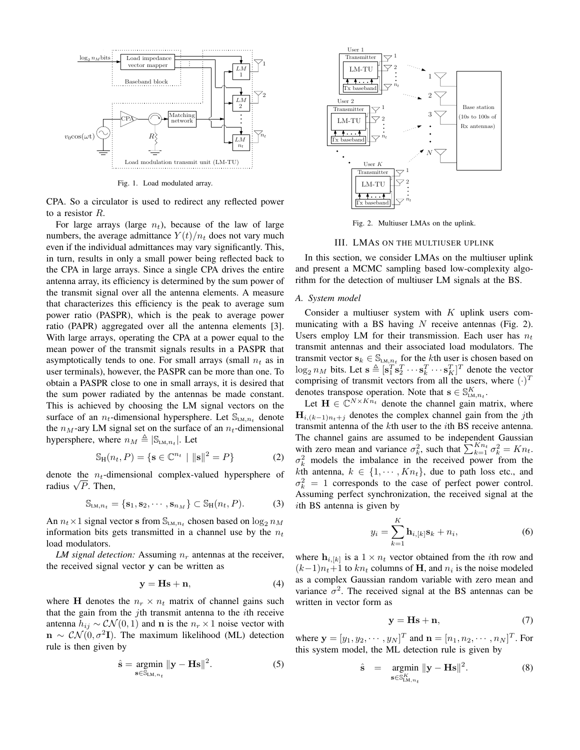Fig. 1. Load modulated array.

CPA. So a circulator is used to redirect any reflected power to a resistor $R$.

For large arrays (large $n_t$), because of the law of large numbers, the average admittance $Y(t)/n_t$ does not vary much even if the individual admittances may vary significantly. This, in turn, results in only a small power being reflected back to the CPA in large arrays. Since a single CPA drives the entire antenna array, its efficiency is determined by the sum power of the transmit signal over all the antenna elements. A measure that characterizes this efficiency is the peak to average sum power ratio (PASPR), which is the peak to average power ratio (PAPR) aggregated over all the antenna elements [3]. With large arrays, operating the CPA at a power equal to the mean power of the transmit signals results in a PASPR that asymptotically tends to one. For small arrays (small $n_t$ as in user terminals), however, the PASPR can be more than one. To obtain a PASPR close to one in small arrays, it is desired that the sum power radiated by the antennas be made constant. This is achieved by choosing the LM signal vectors on the surface of an $n_t$-dimensional hypersphere. Let $\mathbb{S}_{\text{LM},n_t}$ denote the $n_M$-ary LM signal set on the surface of an $n_t$-dimensional hypersphere, where $n_M \triangleq |\mathbb{S}_{\text{LM},n_t}|$. Let

$$\mathbb{S}_{\text{H}}(n_t, P) = \{\mathbf{s} \in \mathbb{C}^{n_t} \mid \|\mathbf{s}\|^2 = P\} \tag{2}$$

denote the $n_t$-dimensional complex-valued hypersphere of radius $\sqrt{P}$. Then,

$$\mathbb{S}_{\text{LM},n_t} = \{\mathbf{s}_1, \mathbf{s}_2, \cdots, \mathbf{s}_{n_M}\} \subset \mathbb{S}_{\text{H}}(n_t, P). \tag{3}$$

An $n_t \times 1$ signal vector $\mathbf{s}$ from $\mathbb{S}_{\text{LM},n_t}$ chosen based on $\log_2 n_M$ information bits gets transmitted in a channel use by the $n_t$ load modulators.

*LM signal detection:* Assuming $n_r$ antennas at the receiver, the received signal vector $\mathbf{y}$ can be written as

$$\mathbf{y} = \mathbf{H}\mathbf{s} + \mathbf{n}, \tag{4}$$

where $\mathbf{H}$ denotes the $n_r \times n_t$ matrix of channel gains such that the gain from the $j$th transmit antenna to the $i$th receive antenna $h_{ij} \sim \mathcal{CN}(0, 1)$ and $\mathbf{n}$ is the $n_r \times 1$ noise vector with $\mathbf{n} \sim \mathcal{CN}(0, \sigma^2\mathbf{I})$. The maximum likelihood (ML) detection rule is then given by

$$\hat{\mathbf{s}} = \underset{\mathbf{s} \in \mathbb{S}_{\text{LM},n_t}}{\text{argmin}} \|\mathbf{y} - \mathbf{H}\mathbf{s}\|^2. \tag{5}$$

Fig. 2. Multiuser LMAs on the uplink.

## III. LMAs on the multiuser uplink

In this section, we consider LMAs on the multiuser uplink and present a MCMC sampling based low-complexity algorithm for the detection of multiuser LM signals at the BS.

### A. System model

Consider a multiuser system with $K$ uplink users communicating with a BS having $N$ receive antennas (Fig. 2). Users employ LM for their transmission. Each user has $n_t$ transmit antennas and their associated load modulators. The transmit vector $\mathbf{s}_k \in \mathbb{S}_{\text{LM},n_t}$ for the $k$th user is chosen based on $\log_2 n_M$ bits. Let $\mathbf{s} \triangleq [\mathbf{s}_1^T \mathbf{s}_2^T \cdots \mathbf{s}_k^T \cdots \mathbf{s}_K^T]^T$ denote the vector comprising of transmit vectors from all the users, where $(\cdot)^T$ denotes transpose operation. Note that $\mathbf{s} \in \mathbb{S}_{\text{LM},n_t}^K$.

Let $\mathbf{H} \in \mathbb{C}^{N \times K n_t}$ denote the channel gain matrix, where $\mathbf{H}_{i,(k-1)n_t+j}$ denotes the complex channel gain from the $j$th transmit antenna of the $k$th user to the $i$th BS receive antenna. The channel gains are assumed to be independent Gaussian with zero mean and variance $\sigma_k^2$, such that $\sum_{k=1}^{K n_t} \sigma_k^2 = K n_t$. $\sigma_k^2$ models the imbalance in the received power from the $k$th antenna, $k \in \{1, \cdots, K n_t\}$, due to path loss etc., and $\sigma_k^2 = 1$ corresponds to the case of perfect power control. Assuming perfect synchronization, the received signal at the $i$th BS antenna is given by

$$y_i = \sum_{k=1}^{K} \mathbf{h}_{i,[k]} \mathbf{s}_k + n_i, \tag{6}$$

where $\mathbf{h}_{i,[k]}$ is a $1 \times n_t$ vector obtained from the $i$th row and $(k-1)n_t+1$ to $k n_t$ columns of $\mathbf{H}$, and $n_i$ is the noise modeled as a complex Gaussian random variable with zero mean and variance $\sigma^2$. The received signal at the BS antennas can be written in vector form as

$$\mathbf{y} = \mathbf{H}\mathbf{s} + \mathbf{n}, \tag{7}$$

where $\mathbf{y} = [y_1, y_2, \cdots, y_N]^T$ and $\mathbf{n} = [n_1, n_2, \cdots, n_N]^T$. For this system model, the ML detection rule is given by

$$\hat{\mathbf{s}} \;\; = \;\; \underset{\mathbf{s} \in \mathbb{S}_{\text{LM},n_t}^K}{\text{argmin}} \|\mathbf{y} - \mathbf{H}\mathbf{s}\|^2. \tag{8}$$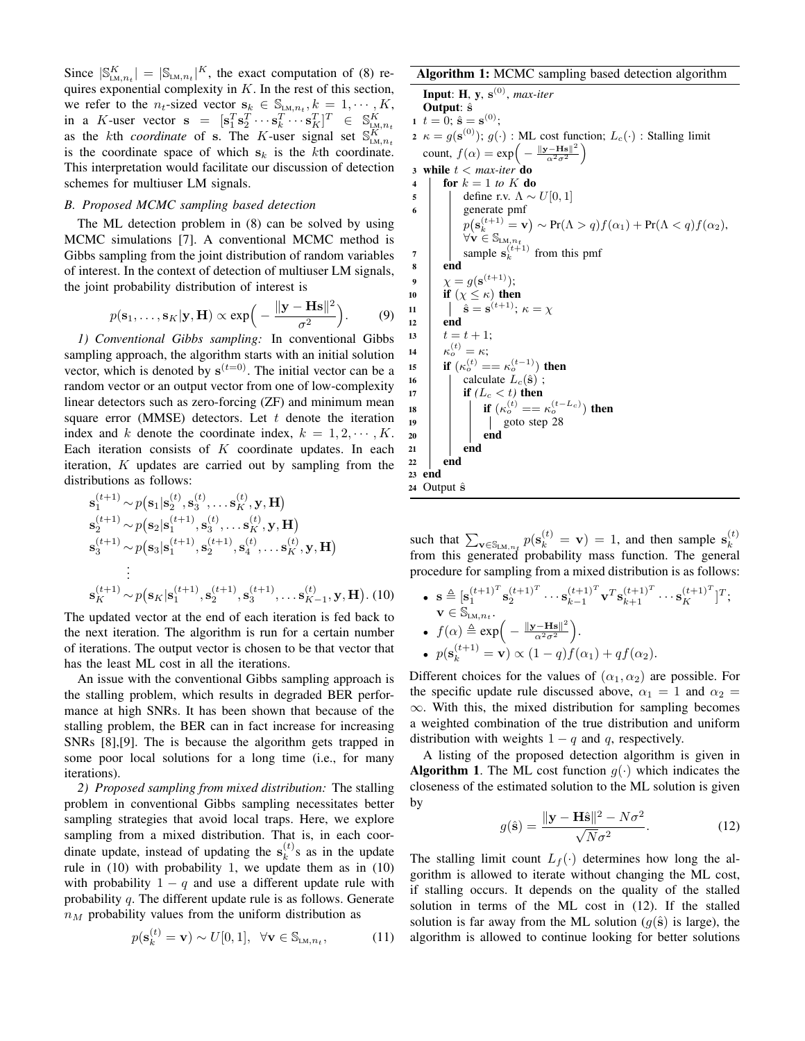Since $|\mathbb{S}^K_{\text{LM},n_t}| = |\mathbb{S}_{\text{LM},n_t}|^K$, the exact computation of (8) requires exponential complexity in $K$. In the rest of this section, we refer to the $n_t$-sized vector $\mathbf{s}_k \in \mathbb{S}_{\text{LM},n_t}, k = 1, \cdots, K$, in a $K$-user vector $\mathbf{s} = [\mathbf{s}_1^T \mathbf{s}_2^T \cdots \mathbf{s}_k^T \cdots \mathbf{s}_K^T]^T \in \mathbb{S}^K_{\text{LM},n_t}$ as the $k$th *coordinate* of $\mathbf{s}$. The $K$-user signal set $\mathbb{S}^K_{\text{LM},n_t}$ is the coordinate space of which $\mathbf{s}_k$ is the $k$th coordinate. This interpretation would facilitate our discussion of detection schemes for multiuser LM signals.

### B. Proposed MCMC sampling based detection

The ML detection problem in (8) can be solved by using MCMC simulations [7]. A conventional MCMC method is Gibbs sampling from the joint distribution of random variables of interest. In the context of detection of multiuser LM signals, the joint probability distribution of interest is

$$p(\mathbf{s}_1, \ldots, \mathbf{s}_K | \mathbf{y}, \mathbf{H}) \propto \exp\Big( - \frac{\|\mathbf{y} - \mathbf{H}\mathbf{s}\|^2}{\sigma^2} \Big). \tag{9}$$

*1) Conventional Gibbs sampling:* In conventional Gibbs sampling approach, the algorithm starts with an initial solution vector, which is denoted by $\mathbf{s}^{(t=0)}$. The initial vector can be a random vector or an output vector from one of low-complexity linear detectors such as zero-forcing (ZF) and minimum mean square error (MMSE) detectors. Let $t$ denote the iteration index and $k$ denote the coordinate index, $k = 1, 2, \cdots, K$. Each iteration consists of $K$ coordinate updates. In each iteration, $K$ updates are carried out by sampling from the distributions as follows:

$$\begin{aligned}
\mathbf{s}_1^{(t+1)} &\sim p\big(\mathbf{s}_1 | \mathbf{s}_2^{(t)}, \mathbf{s}_3^{(t)}, \ldots \mathbf{s}_K^{(t)}, \mathbf{y}, \mathbf{H}\big) \\
\mathbf{s}_2^{(t+1)} &\sim p\big(\mathbf{s}_2 | \mathbf{s}_1^{(t+1)}, \mathbf{s}_3^{(t)}, \ldots \mathbf{s}_K^{(t)}, \mathbf{y}, \mathbf{H}\big) \\
\mathbf{s}_3^{(t+1)} &\sim p\big(\mathbf{s}_3 | \mathbf{s}_1^{(t+1)}, \mathbf{s}_2^{(t+1)}, \mathbf{s}_4^{(t)}, \ldots \mathbf{s}_K^{(t)}, \mathbf{y}, \mathbf{H}\big) \\
&\vdots \\
\mathbf{s}_K^{(t+1)} &\sim p\big(\mathbf{s}_K | \mathbf{s}_1^{(t+1)}, \mathbf{s}_2^{(t+1)}, \mathbf{s}_3^{(t+1)}, \ldots \mathbf{s}_{K-1}^{(t)}, \mathbf{y}, \mathbf{H}\big).
\end{aligned} \tag{10}$$

The updated vector at the end of each iteration is fed back to the next iteration. The algorithm is run for a certain number of iterations. The output vector is chosen to be that vector that has the least ML cost in all the iterations.

An issue with the conventional Gibbs sampling approach is the stalling problem, which results in degraded BER performance at high SNRs. It has been shown that because of the stalling problem, the BER can in fact increase for increasing SNRs [8],[9]. The is because the algorithm gets trapped in some poor local solutions for a long time (i.e., for many iterations).

*2) Proposed sampling from mixed distribution:* The stalling problem in conventional Gibbs sampling necessitates better sampling strategies that avoid local traps. Here, we explore sampling from a mixed distribution. That is, in each coordinate update, instead of updating the $\mathbf{s}_k^{(t)}$s as in the update rule in (10) with probability 1, we update them as in (10) with probability $1 - q$ and use a different update rule with probability $q$. The different update rule is as follows. Generate $n_M$ probability values from the uniform distribution as

$$p(\mathbf{s}_k^{(t)} = \mathbf{v}) \sim U[0, 1], \ \ \forall \mathbf{v} \in \mathbb{S}_{\text{LM},n_t}, \tag{11}$$

**Algorithm 1:** MCMC sampling based detection algorithm

```
   Input: H, y, s^(0), max-iter
   Output: ŝ
1  t = 0; ŝ = s^(0);
2  κ = g(s^(0)); g(·) : ML cost function; L_c(·) : Stalling limit
   count, f(α) = exp( − ||y−Hs||² / (α²σ²) )
3  while t < max-iter do
4      for k = 1 to K do
5          define r.v. Λ ~ U[0,1]
6          generate pmf
           p(s_k^(t+1) = v) ~ Pr(Λ > q) f(α_1) + Pr(Λ < q) f(α_2),
           ∀v ∈ S_{LM,n_t}
7          sample s_k^(t+1) from this pmf
8      end
9      χ = g(s^(t+1));
10     if (χ ≤ κ) then
11         ŝ = s^(t+1); κ = χ
12     end
13     t = t + 1;
14     κ_o^(t) = κ;
15     if (κ_o^(t) == κ_o^(t−1)) then
16         calculate L_c(ŝ) ;
17         if (L_c < t) then
18             if (κ_o^(t) == κ_o^(t−L_c)) then
19                 goto step 28
20             end
21         end
22     end
23 end
24 Output ŝ
```

such that $\sum_{\mathbf{v} \in \mathbb{S}_{\text{LM},n_t}} p(\mathbf{s}_k^{(t)} = \mathbf{v}) = 1$, and then sample $\mathbf{s}_k^{(t)}$ from this generated probability mass function. The general procedure for sampling from a mixed distribution is as follows:

- $\mathbf{s} \triangleq [\mathbf{s}_1^{(t+1)^T} \mathbf{s}_2^{(t+1)^T} \cdots \mathbf{s}_{k-1}^{(t+1)^T} \mathbf{v}^T \mathbf{s}_{k+1}^{(t+1)^T} \cdots \mathbf{s}_K^{(t+1)^T}]^T$; $\mathbf{v} \in \mathbb{S}_{\text{LM},n_t}$.
- $f(\alpha) \triangleq \exp\Big( - \frac{\|\mathbf{y} - \mathbf{H}\mathbf{s}\|^2}{\alpha^2 \sigma^2} \Big)$.
- $p(\mathbf{s}_k^{(t+1)} = \mathbf{v}) \propto (1 - q) f(\alpha_1) + q f(\alpha_2)$.

Different choices for the values of $(\alpha_1, \alpha_2)$ are possible. For the specific update rule discussed above, $\alpha_1 = 1$ and $\alpha_2 = \infty$. With this, the mixed distribution for sampling becomes a weighted combination of the true distribution and uniform distribution with weights $1 - q$ and $q$, respectively.

A listing of the proposed detection algorithm is given in **Algorithm 1**. The ML cost function $g(\cdot)$ which indicates the closeness of the estimated solution to the ML solution is given by

$$g(\hat{\mathbf{s}}) = \frac{\|\mathbf{y} - \mathbf{H}\hat{\mathbf{s}}\|^2 - N\sigma^2}{\sqrt{N}\sigma^2}. \tag{12}$$

The stalling limit count $L_f(\cdot)$ determines how long the algorithm is allowed to iterate without changing the ML cost, if stalling occurs. It depends on the quality of the stalled solution in terms of the ML cost in (12). If the stalled solution is far away from the ML solution ($g(\hat{\mathbf{s}})$ is large), the algorithm is allowed to continue looking for better solutions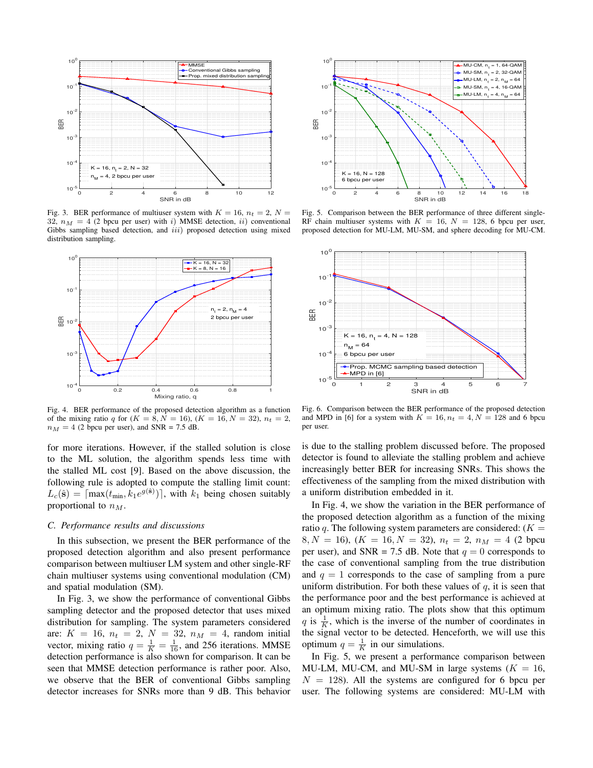Fig. 3. BER performance of multiuser system with $K = 16$, $n_t = 2$, $N = 32$, $n_M = 4$ (2 bpcu per user) with $i)$ MMSE detection, $ii)$ conventional Gibbs sampling based detection, and $iii)$ proposed detection using mixed distribution sampling.

Fig. 4. BER performance of the proposed detection algorithm as a function of the mixing ratio $q$ for $(K = 8, N = 16)$, $(K = 16, N = 32)$, $n_t = 2$, $n_M = 4$ (2 bpcu per user), and SNR = 7.5 dB.

for more iterations. However, if the stalled solution is close to the ML solution, the algorithm spends less time with the stalled ML cost [9]. Based on the above discussion, the following rule is adopted to compute the stalling limit count: $L_c(\hat{\mathbf{s}}) = \lceil \max(t_{\min}, k_1 e^{g(\hat{\mathbf{s}})}) \rceil$, with $k_1$ being chosen suitably proportional to $n_M$.

### C. Performance results and discussions

In this subsection, we present the BER performance of the proposed detection algorithm and also present performance comparison between multiuser LM system and other single-RF chain multiuser systems using conventional modulation (CM) and spatial modulation (SM).

In Fig. 3, we show the performance of conventional Gibbs sampling detector and the proposed detector that uses mixed distribution for sampling. The system parameters considered are: $K = 16$, $n_t = 2$, $N = 32$, $n_M = 4$, random initial vector, mixing ratio $q = \frac{1}{K} = \frac{1}{16}$, and 256 iterations. MMSE detection performance is also shown for comparison. It can be seen that MMSE detection performance is rather poor. Also, we observe that the BER of conventional Gibbs sampling detector increases for SNRs more than 9 dB. This behavior is due to the stalling problem discussed before. The proposed detector is found to alleviate the stalling problem and achieve increasingly better BER for increasing SNRs. This shows the effectiveness of the sampling from the mixed distribution with a uniform distribution embedded in it.

In Fig. 4, we show the variation in the BER performance of the proposed detection algorithm as a function of the mixing ratio $q$. The following system parameters are considered: $(K = 8, N = 16)$, $(K = 16, N = 32)$, $n_t = 2$, $n_M = 4$ (2 bpcu per user), and SNR = 7.5 dB. Note that $q = 0$ corresponds to the case of conventional sampling from the true distribution and $q = 1$ corresponds to the case of sampling from a pure uniform distribution. For both these values of $q$, it is seen that the performance poor and the best performance is achieved at an optimum mixing ratio. The plots show that this optimum $q$ is $\frac{1}{K}$, which is the inverse of the number of coordinates in the signal vector to be detected. Henceforth, we will use this optimum $q = \frac{1}{K}$ in our simulations.

In Fig. 5, we present a performance comparison between MU-LM, MU-CM, and MU-SM in large systems $(K = 16, N = 128)$. All the systems are configured for 6 bpcu per user. The following systems are considered: MU-LM with

Fig. 5. Comparison between the BER performance of three different single-RF chain multiuser systems with $K = 16$, $N = 128$, 6 bpcu per user, proposed detection for MU-LM, MU-SM, and sphere decoding for MU-CM.

Fig. 6. Comparison between the BER performance of the proposed detection and MPD in [6] for a system with $K = 16, n_t = 4, N = 128$ and 6 bpcu per user.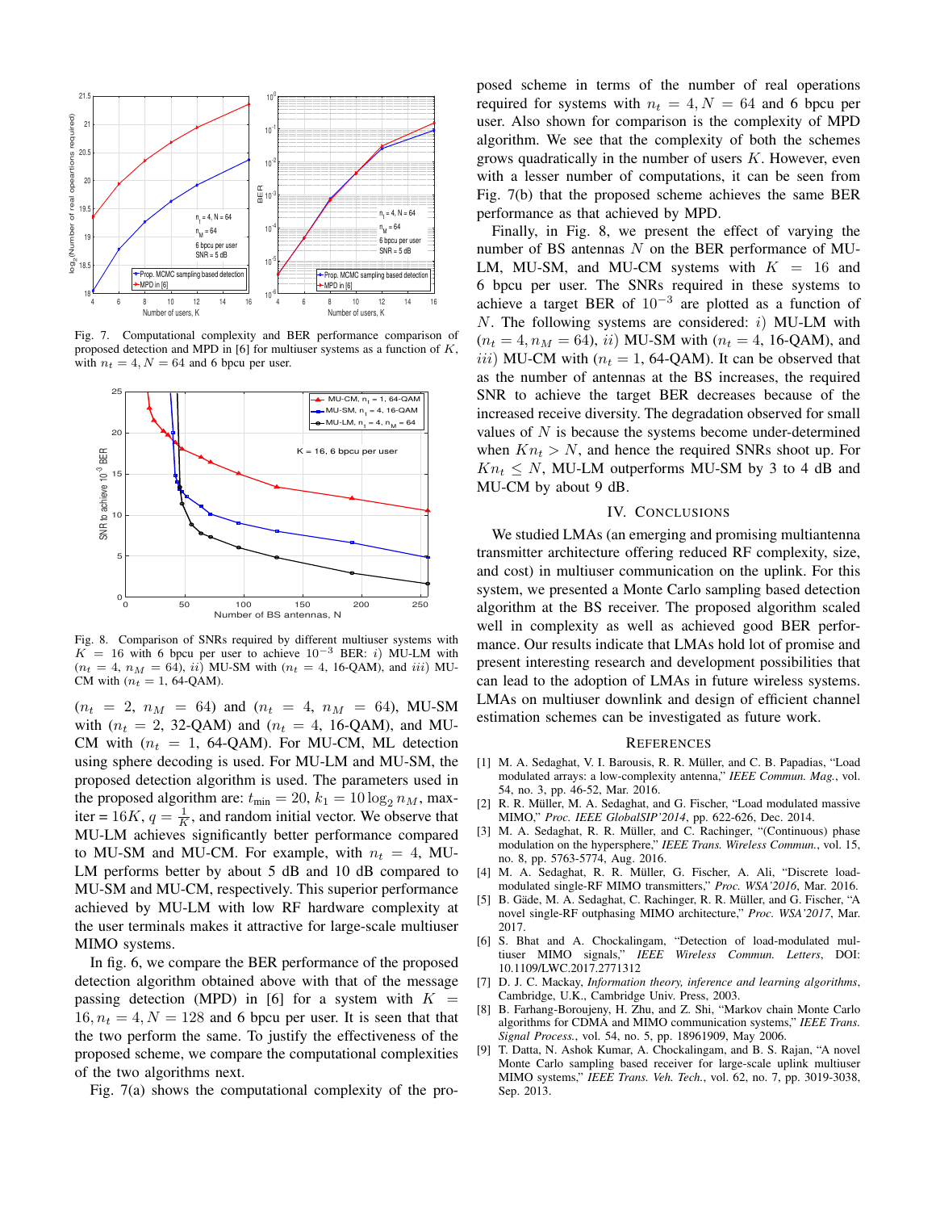21.5
21
20.5
20
19.5
19
18.5
18
$\log_2$(Number of real operations required)
4 6 8 10 12 14 16
Number of users, K
$n_t = 4$, N = 64
$n_M = 64$
6 bpcu per user
SNR = 5 dB
Prop. MCMC sampling based detection
MPD in [6]

$10^0$
$10^{-1}$
$10^{-2}$
$10^{-3}$
$10^{-4}$
$10^{-5}$
$10^{-6}$
BER
4 6 8 10 12 14 16
Number of users, K
$n_t = 4$, N = 64
$n_M = 64$
6 bpcu per user
SNR = 5 dB
Prop. MCMC sampling based detection
MPD in [6]

Fig. 7. Computational complexity and BER performance comparison of proposed detection and MPD in [6] for multiuser systems as a function of $K$, with $n_t = 4, N = 64$ and 6 bpcu per user.

25
20
15
10
5
0
SNR to achieve $10^{-3}$ BER
0 50 100 150 200 250
Number of BS antennas, N
MU-CM, $n_t$ = 1, 64-QAM
MU-SM, $n_t$ = 4, 16-QAM
MU-LM, $n_t$ = 4, $n_M$ = 64
K = 16, 6 bpcu per user

Fig. 8. Comparison of SNRs required by different multiuser systems with $K = 16$ with 6 bpcu per user to achieve $10^{-3}$ BER: $i)$ MU-LM with $(n_t = 4, n_M = 64)$, $ii)$ MU-SM with ($n_t = 4$, 16-QAM), and $iii)$ MU-CM with ($n_t = 1$, 64-QAM).

$(n_t = 2,\ n_M = 64)$ and $(n_t = 4,\ n_M = 64)$, MU-SM with ($n_t = 2$, 32-QAM) and ($n_t = 4$, 16-QAM), and MU-CM with ($n_t = 1$, 64-QAM). For MU-CM, ML detection using sphere decoding is used. For MU-LM and MU-SM, the proposed detection algorithm is used. The parameters used in the proposed algorithm are: $t_{\min} = 20$, $k_1 = 10\log_2 n_M$, max-iter = $16K$, $q = \frac{1}{K}$, and random initial vector. We observe that MU-LM achieves significantly better performance compared to MU-SM and MU-CM. For example, with $n_t = 4$, MU-LM performs better by about 5 dB and 10 dB compared to MU-SM and MU-CM, respectively. This superior performance achieved by MU-LM with low RF hardware complexity at the user terminals makes it attractive for large-scale multiuser MIMO systems.

In fig. 6, we compare the BER performance of the proposed detection algorithm obtained above with that of the message passing detection (MPD) in [6] for a system with $K = 16, n_t = 4, N = 128$ and 6 bpcu per user. It is seen that the two perform the same. To justify the effectiveness of the proposed scheme, we compare the computational complexities of the two algorithms next.

Fig. 7(a) shows the computational complexity of the proposed scheme in terms of the number of real operations required for systems with $n_t = 4, N = 64$ and 6 bpcu per user. Also shown for comparison is the complexity of MPD algorithm. We see that the complexity of both the schemes grows quadratically in the number of users $K$. However, even with a lesser number of computations, it can be seen from Fig. 7(b) that the proposed scheme achieves the same BER performance as that achieved by MPD.

Finally, in Fig. 8, we present the effect of varying the number of BS antennas $N$ on the BER performance of MU-LM, MU-SM, and MU-CM systems with $K = 16$ and 6 bpcu per user. The SNRs required in these systems to achieve a target BER of $10^{-3}$ are plotted as a function of $N$. The following systems are considered: $i)$ MU-LM with $(n_t = 4, n_M = 64)$, $ii)$ MU-SM with ($n_t = 4$, 16-QAM), and $iii)$ MU-CM with ($n_t = 1$, 64-QAM). It can be observed that as the number of antennas at the BS increases, the required SNR to achieve the target BER decreases because of the increased receive diversity. The degradation observed for small values of $N$ is because the systems become under-determined when $Kn_t > N$, and hence the required SNRs shoot up. For $Kn_t \leq N$, MU-LM outperforms MU-SM by 3 to 4 dB and MU-CM by about 9 dB.

## IV. Conclusions

We studied LMAs (an emerging and promising multiantenna transmitter architecture offering reduced RF complexity, size, and cost) in multiuser communication on the uplink. For this system, we presented a Monte Carlo sampling based detection algorithm at the BS receiver. The proposed algorithm scaled well in complexity as well as achieved good BER performance. Our results indicate that LMAs hold lot of promise and present interesting research and development possibilities that can lead to the adoption of LMAs in future wireless systems. LMAs on multiuser downlink and design of efficient channel estimation schemes can be investigated as future work.

## References

[1] M. A. Sedaghat, V. I. Barousis, R. R. Müller, and C. B. Papadias, "Load modulated arrays: a low-complexity antenna," *IEEE Commun. Mag.*, vol. 54, no. 3, pp. 46-52, Mar. 2016.

[2] R. R. Müller, M. A. Sedaghat, and G. Fischer, "Load modulated massive MIMO," *Proc. IEEE GlobalSIP'2014*, pp. 622-626, Dec. 2014.

[3] M. A. Sedaghat, R. R. Müller, and C. Rachinger, "(Continuous) phase modulation on the hypersphere," *IEEE Trans. Wireless Commun.*, vol. 15, no. 8, pp. 5763-5774, Aug. 2016.

[4] M. A. Sedaghat, R. R. Müller, G. Fischer, A. Ali, "Discrete load-modulated single-RF MIMO transmitters," *Proc. WSA'2016*, Mar. 2016.

[5] B. Gäde, M. A. Sedaghat, C. Rachinger, R. R. Müller, and G. Fischer, "A novel single-RF outphasing MIMO architecture," *Proc. WSA'2017*, Mar. 2017.

[6] S. Bhat and A. Chockalingam, "Detection of load-modulated multiuser MIMO signals," *IEEE Wireless Commun. Letters*, DOI: 10.1109/LWC.2017.2771312

[7] D. J. C. Mackay, *Information theory, inference and learning algorithms*, Cambridge, U.K., Cambridge Univ. Press, 2003.

[8] B. Farhang-Boroujeny, H. Zhu, and Z. Shi, "Markov chain Monte Carlo algorithms for CDMA and MIMO communication systems," *IEEE Trans. Signal Process.*, vol. 54, no. 5, pp. 18961909, May 2006.

[9] T. Datta, N. Ashok Kumar, A. Chockalingam, and B. S. Rajan, "A novel Monte Carlo sampling based receiver for large-scale uplink multiuser MIMO systems," *IEEE Trans. Veh. Tech.*, vol. 62, no. 7, pp. 3019-3038, Sep. 2013.